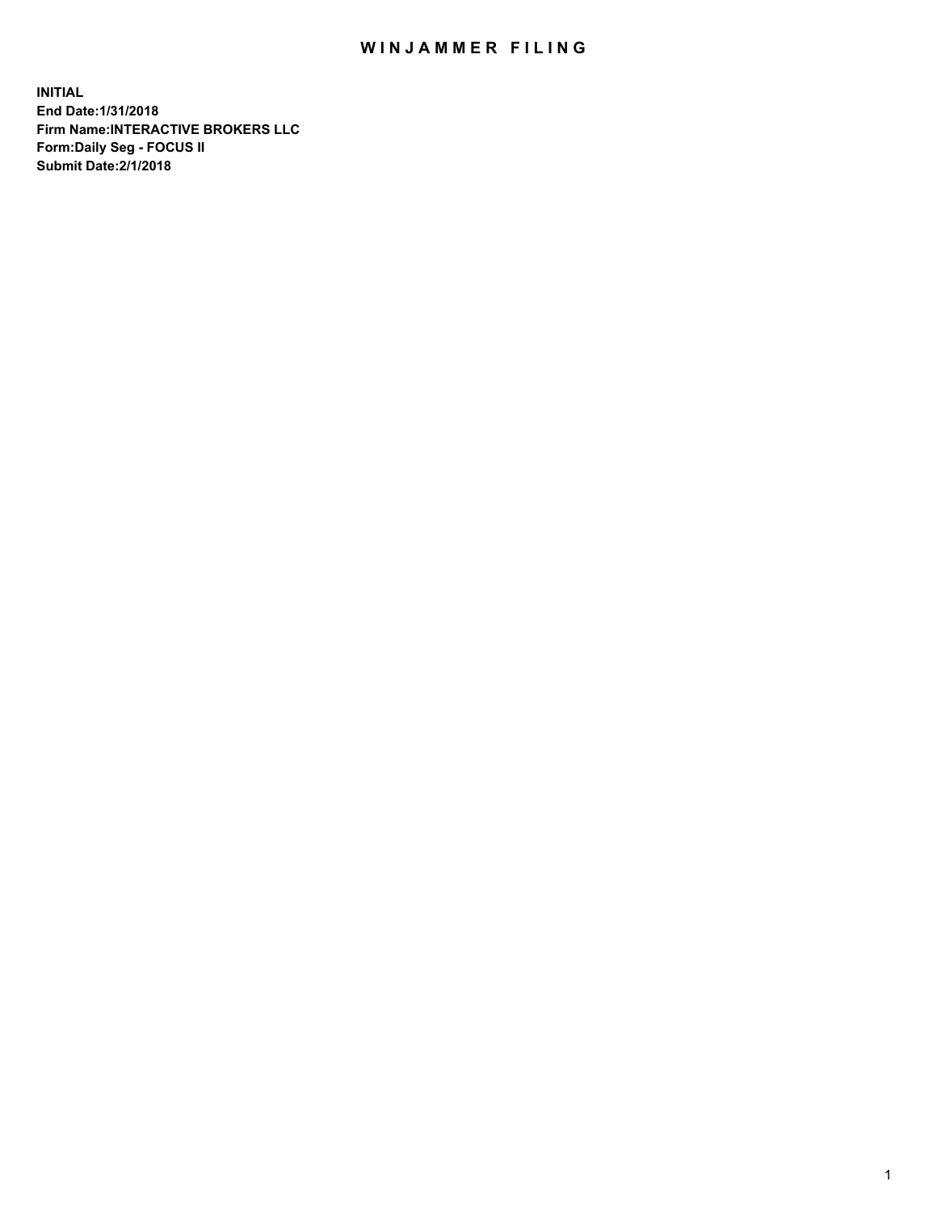# WINJAMMER FILING

**INITIAL**
**End Date:1/31/2018**
**Firm Name:INTERACTIVE BROKERS LLC**
**Form:Daily Seg - FOCUS II**
**Submit Date:2/1/2018**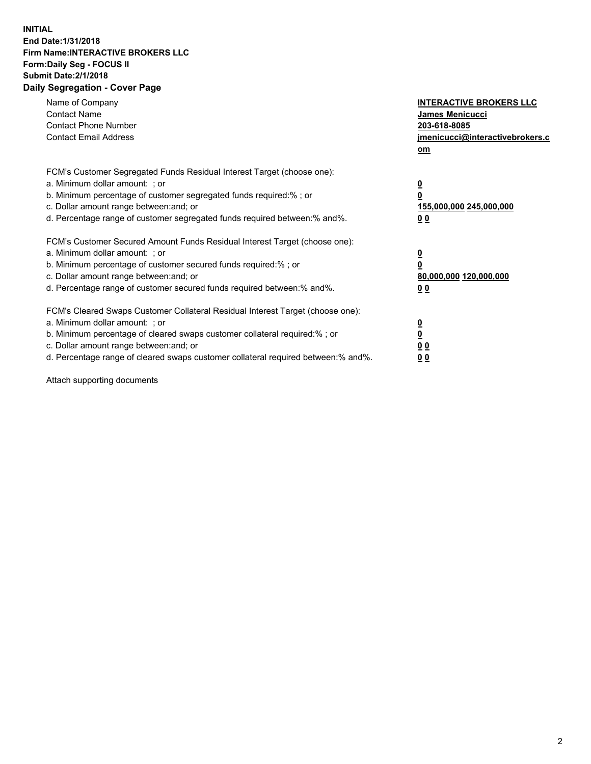**INITIAL**
**End Date:1/31/2018**
**Firm Name:INTERACTIVE BROKERS LLC**
**Form:Daily Seg - FOCUS II**
**Submit Date:2/1/2018**
**Daily Segregation - Cover Page**

| | |
|---|---|
| Name of Company | **INTERACTIVE BROKERS LLC** |
| Contact Name | **James Menicucci** |
| Contact Phone Number | **203-618-8085** |
| Contact Email Address | **jmenicucci@interactivebrokers.com** |

FCM's Customer Segregated Funds Residual Interest Target (choose one):

| | |
|---|---|
| a. Minimum dollar amount: ; or | **0** |
| b. Minimum percentage of customer segregated funds required:% ; or | **0** |
| c. Dollar amount range between:and; or | **155,000,000 245,000,000** |
| d. Percentage range of customer segregated funds required between:% and%. | **0 0** |

FCM's Customer Secured Amount Funds Residual Interest Target (choose one):

| | |
|---|---|
| a. Minimum dollar amount: ; or | **0** |
| b. Minimum percentage of customer secured funds required:% ; or | **0** |
| c. Dollar amount range between:and; or | **80,000,000 120,000,000** |
| d. Percentage range of customer secured funds required between:% and%. | **0 0** |

FCM's Cleared Swaps Customer Collateral Residual Interest Target (choose one):

| | |
|---|---|
| a. Minimum dollar amount: ; or | **0** |
| b. Minimum percentage of cleared swaps customer collateral required:% ; or | **0** |
| c. Dollar amount range between:and; or | **0 0** |
| d. Percentage range of cleared swaps customer collateral required between:% and%. | **0 0** |

Attach supporting documents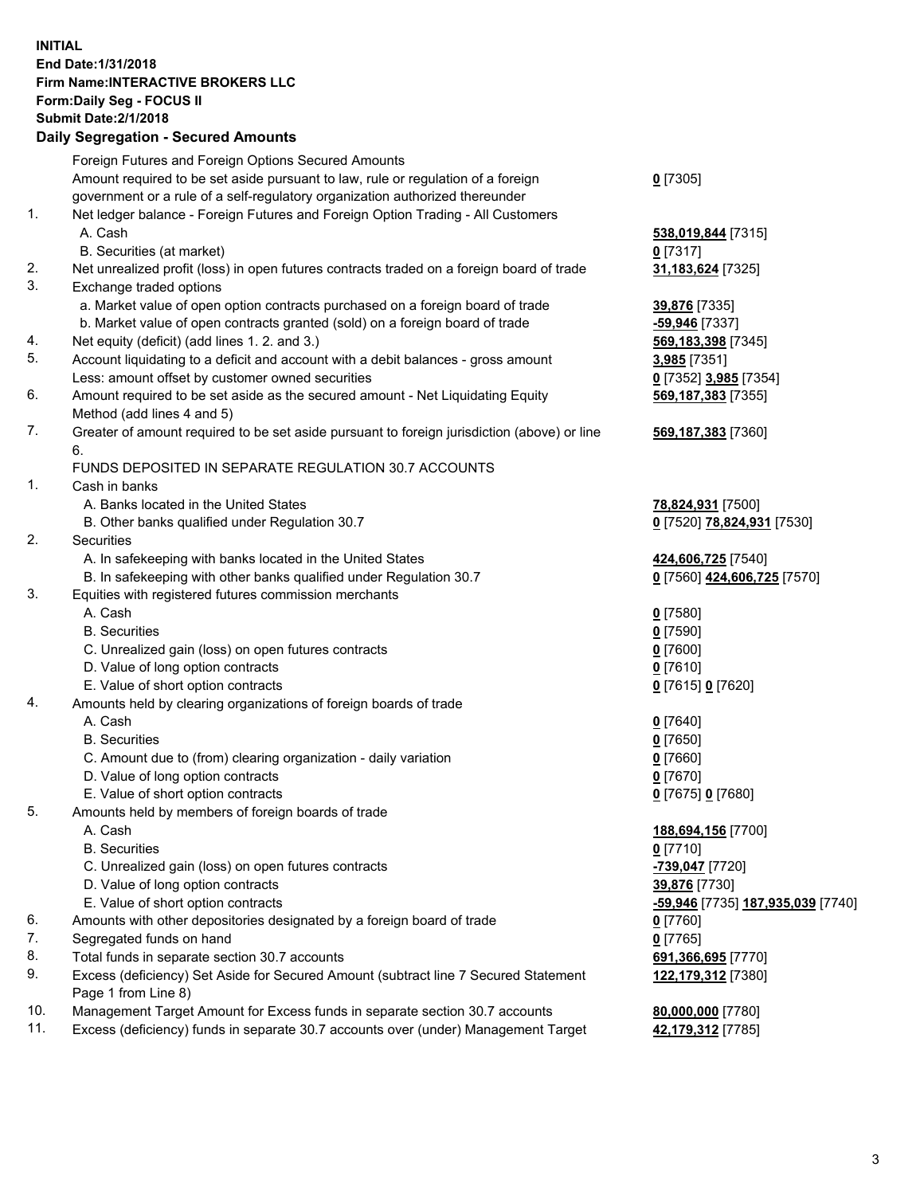**INITIAL**
**End Date:1/31/2018**
**Firm Name:INTERACTIVE BROKERS LLC**
**Form:Daily Seg - FOCUS II**
**Submit Date:2/1/2018**

## Daily Segregation - Secured Amounts

| | | |
|---|---|---|
| | Foreign Futures and Foreign Options Secured Amounts | |
| | Amount required to be set aside pursuant to law, rule or regulation of a foreign government or a rule of a self-regulatory organization authorized thereunder | **0** [7305] |
| 1. | Net ledger balance - Foreign Futures and Foreign Option Trading - All Customers | |
| | A. Cash | **538,019,844** [7315] |
| | B. Securities (at market) | **0** [7317] |
| 2. | Net unrealized profit (loss) in open futures contracts traded on a foreign board of trade | **31,183,624** [7325] |
| 3. | Exchange traded options | |
| | a. Market value of open option contracts purchased on a foreign board of trade | **39,876** [7335] |
| | b. Market value of open contracts granted (sold) on a foreign board of trade | **-59,946** [7337] |
| 4. | Net equity (deficit) (add lines 1. 2. and 3.) | **569,183,398** [7345] |
| 5. | Account liquidating to a deficit and account with a debit balances - gross amount | **3,985** [7351] |
| | Less: amount offset by customer owned securities | **0** [7352] **3,985** [7354] |
| 6. | Amount required to be set aside as the secured amount - Net Liquidating Equity Method (add lines 4 and 5) | **569,187,383** [7355] |
| 7. | Greater of amount required to be set aside pursuant to foreign jurisdiction (above) or line 6. | **569,187,383** [7360] |
| | FUNDS DEPOSITED IN SEPARATE REGULATION 30.7 ACCOUNTS | |
| 1. | Cash in banks | |
| | A. Banks located in the United States | **78,824,931** [7500] |
| | B. Other banks qualified under Regulation 30.7 | **0** [7520] **78,824,931** [7530] |
| 2. | Securities | |
| | A. In safekeeping with banks located in the United States | **424,606,725** [7540] |
| | B. In safekeeping with other banks qualified under Regulation 30.7 | **0** [7560] **424,606,725** [7570] |
| 3. | Equities with registered futures commission merchants | |
| | A. Cash | **0** [7580] |
| | B. Securities | **0** [7590] |
| | C. Unrealized gain (loss) on open futures contracts | **0** [7600] |
| | D. Value of long option contracts | **0** [7610] |
| | E. Value of short option contracts | **0** [7615] **0** [7620] |
| 4. | Amounts held by clearing organizations of foreign boards of trade | |
| | A. Cash | **0** [7640] |
| | B. Securities | **0** [7650] |
| | C. Amount due to (from) clearing organization - daily variation | **0** [7660] |
| | D. Value of long option contracts | **0** [7670] |
| | E. Value of short option contracts | **0** [7675] **0** [7680] |
| 5. | Amounts held by members of foreign boards of trade | |
| | A. Cash | **188,694,156** [7700] |
| | B. Securities | **0** [7710] |
| | C. Unrealized gain (loss) on open futures contracts | **-739,047** [7720] |
| | D. Value of long option contracts | **39,876** [7730] |
| | E. Value of short option contracts | **-59,946** [7735] **187,935,039** [7740] |
| 6. | Amounts with other depositories designated by a foreign board of trade | **0** [7760] |
| 7. | Segregated funds on hand | **0** [7765] |
| 8. | Total funds in separate section 30.7 accounts | **691,366,695** [7770] |
| 9. | Excess (deficiency) Set Aside for Secured Amount (subtract line 7 Secured Statement Page 1 from Line 8) | **122,179,312** [7380] |
| 10. | Management Target Amount for Excess funds in separate section 30.7 accounts | **80,000,000** [7780] |
| 11. | Excess (deficiency) funds in separate 30.7 accounts over (under) Management Target | **42,179,312** [7785] |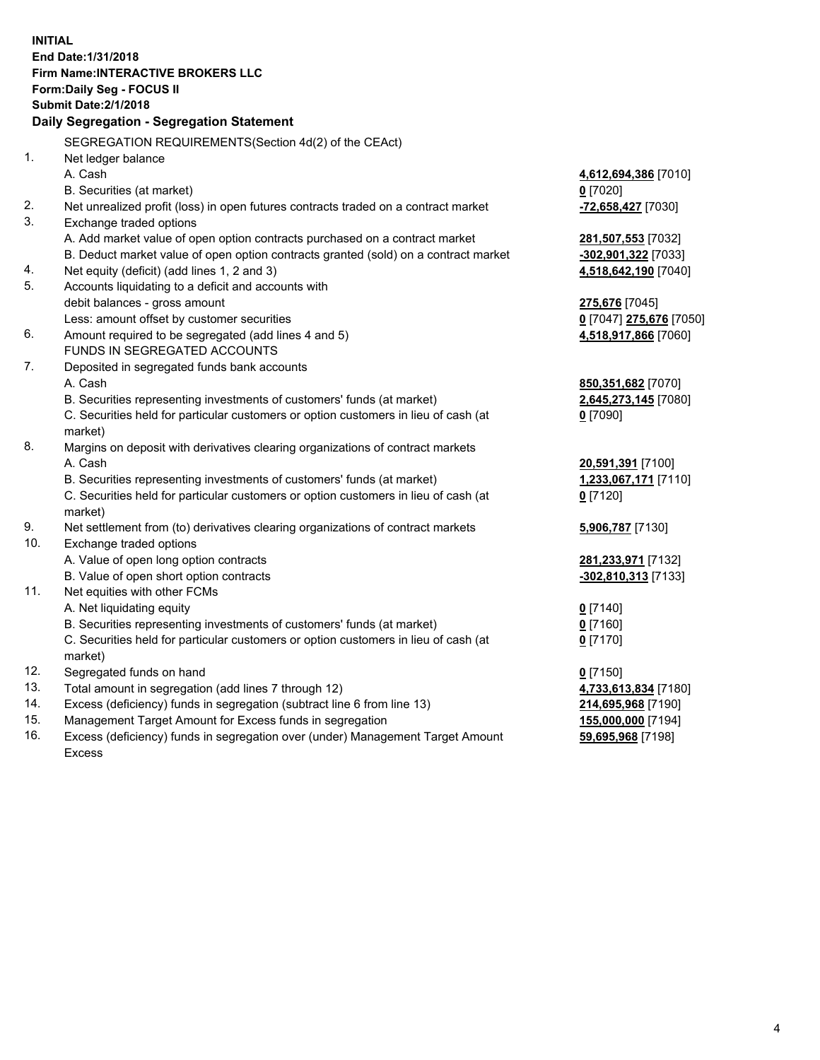**INITIAL**
**End Date:1/31/2018**
**Firm Name:INTERACTIVE BROKERS LLC**
**Form:Daily Seg - FOCUS II**
**Submit Date:2/1/2018**

**Daily Segregation - Segregation Statement**

| | | |
|---|---|---|
| | SEGREGATION REQUIREMENTS(Section 4d(2) of the CEAct) | |
| 1. | Net ledger balance | |
| | A. Cash | **4,612,694,386** [7010] |
| | B. Securities (at market) | **0** [7020] |
| 2. | Net unrealized profit (loss) in open futures contracts traded on a contract market | **-72,658,427** [7030] |
| 3. | Exchange traded options | |
| | A. Add market value of open option contracts purchased on a contract market | **281,507,553** [7032] |
| | B. Deduct market value of open option contracts granted (sold) on a contract market | **-302,901,322** [7033] |
| 4. | Net equity (deficit) (add lines 1, 2 and 3) | **4,518,642,190** [7040] |
| 5. | Accounts liquidating to a deficit and accounts with | |
| | debit balances - gross amount | **275,676** [7045] |
| | Less: amount offset by customer securities | **0** [7047] **275,676** [7050] |
| 6. | Amount required to be segregated (add lines 4 and 5) | **4,518,917,866** [7060] |
| | FUNDS IN SEGREGATED ACCOUNTS | |
| 7. | Deposited in segregated funds bank accounts | |
| | A. Cash | **850,351,682** [7070] |
| | B. Securities representing investments of customers' funds (at market) | **2,645,273,145** [7080] |
| | C. Securities held for particular customers or option customers in lieu of cash (at market) | **0** [7090] |
| 8. | Margins on deposit with derivatives clearing organizations of contract markets | |
| | A. Cash | **20,591,391** [7100] |
| | B. Securities representing investments of customers' funds (at market) | **1,233,067,171** [7110] |
| | C. Securities held for particular customers or option customers in lieu of cash (at market) | **0** [7120] |
| 9. | Net settlement from (to) derivatives clearing organizations of contract markets | **5,906,787** [7130] |
| 10. | Exchange traded options | |
| | A. Value of open long option contracts | **281,233,971** [7132] |
| | B. Value of open short option contracts | **-302,810,313** [7133] |
| 11. | Net equities with other FCMs | |
| | A. Net liquidating equity | **0** [7140] |
| | B. Securities representing investments of customers' funds (at market) | **0** [7160] |
| | C. Securities held for particular customers or option customers in lieu of cash (at market) | **0** [7170] |
| 12. | Segregated funds on hand | **0** [7150] |
| 13. | Total amount in segregation (add lines 7 through 12) | **4,733,613,834** [7180] |
| 14. | Excess (deficiency) funds in segregation (subtract line 6 from line 13) | **214,695,968** [7190] |
| 15. | Management Target Amount for Excess funds in segregation | **155,000,000** [7194] |
| 16. | Excess (deficiency) funds in segregation over (under) Management Target Amount Excess | **59,695,968** [7198] |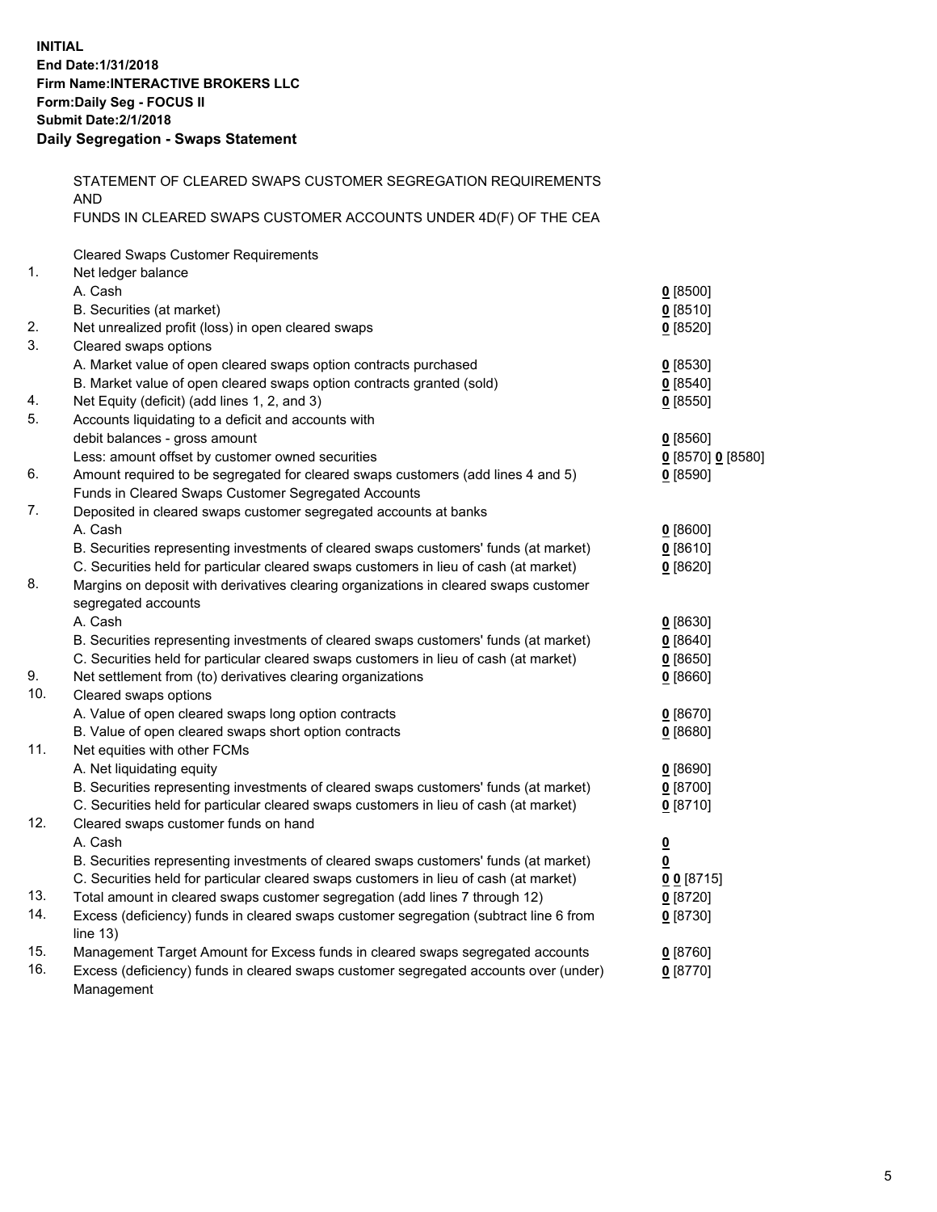**INITIAL**
**End Date:1/31/2018**
**Firm Name:INTERACTIVE BROKERS LLC**
**Form:Daily Seg - FOCUS II**
**Submit Date:2/1/2018**
**Daily Segregation - Swaps Statement**

STATEMENT OF CLEARED SWAPS CUSTOMER SEGREGATION REQUIREMENTS AND FUNDS IN CLEARED SWAPS CUSTOMER ACCOUNTS UNDER 4D(F) OF THE CEA

| | | |
|---|---|---|
| | Cleared Swaps Customer Requirements | |
| 1. | Net ledger balance | |
| | A. Cash | 0 [8500] |
| | B. Securities (at market) | 0 [8510] |
| 2. | Net unrealized profit (loss) in open cleared swaps | 0 [8520] |
| 3. | Cleared swaps options | |
| | A. Market value of open cleared swaps option contracts purchased | 0 [8530] |
| | B. Market value of open cleared swaps option contracts granted (sold) | 0 [8540] |
| 4. | Net Equity (deficit) (add lines 1, 2, and 3) | 0 [8550] |
| 5. | Accounts liquidating to a deficit and accounts with debit balances - gross amount | 0 [8560] |
| | Less: amount offset by customer owned securities | 0 [8570] 0 [8580] |
| 6. | Amount required to be segregated for cleared swaps customers (add lines 4 and 5) | 0 [8590] |
| | Funds in Cleared Swaps Customer Segregated Accounts | |
| 7. | Deposited in cleared swaps customer segregated accounts at banks | |
| | A. Cash | 0 [8600] |
| | B. Securities representing investments of cleared swaps customers' funds (at market) | 0 [8610] |
| | C. Securities held for particular cleared swaps customers in lieu of cash (at market) | 0 [8620] |
| 8. | Margins on deposit with derivatives clearing organizations in cleared swaps customer segregated accounts | |
| | A. Cash | 0 [8630] |
| | B. Securities representing investments of cleared swaps customers' funds (at market) | 0 [8640] |
| | C. Securities held for particular cleared swaps customers in lieu of cash (at market) | 0 [8650] |
| 9. | Net settlement from (to) derivatives clearing organizations | 0 [8660] |
| 10. | Cleared swaps options | |
| | A. Value of open cleared swaps long option contracts | 0 [8670] |
| | B. Value of open cleared swaps short option contracts | 0 [8680] |
| 11. | Net equities with other FCMs | |
| | A. Net liquidating equity | 0 [8690] |
| | B. Securities representing investments of cleared swaps customers' funds (at market) | 0 [8700] |
| | C. Securities held for particular cleared swaps customers in lieu of cash (at market) | 0 [8710] |
| 12. | Cleared swaps customer funds on hand | |
| | A. Cash | 0 |
| | B. Securities representing investments of cleared swaps customers' funds (at market) | 0 |
| | C. Securities held for particular cleared swaps customers in lieu of cash (at market) | 0 0 [8715] |
| 13. | Total amount in cleared swaps customer segregation (add lines 7 through 12) | 0 [8720] |
| 14. | Excess (deficiency) funds in cleared swaps customer segregation (subtract line 6 from line 13) | 0 [8730] |
| 15. | Management Target Amount for Excess funds in cleared swaps segregated accounts | 0 [8760] |
| 16. | Excess (deficiency) funds in cleared swaps customer segregated accounts over (under) Management | 0 [8770] |